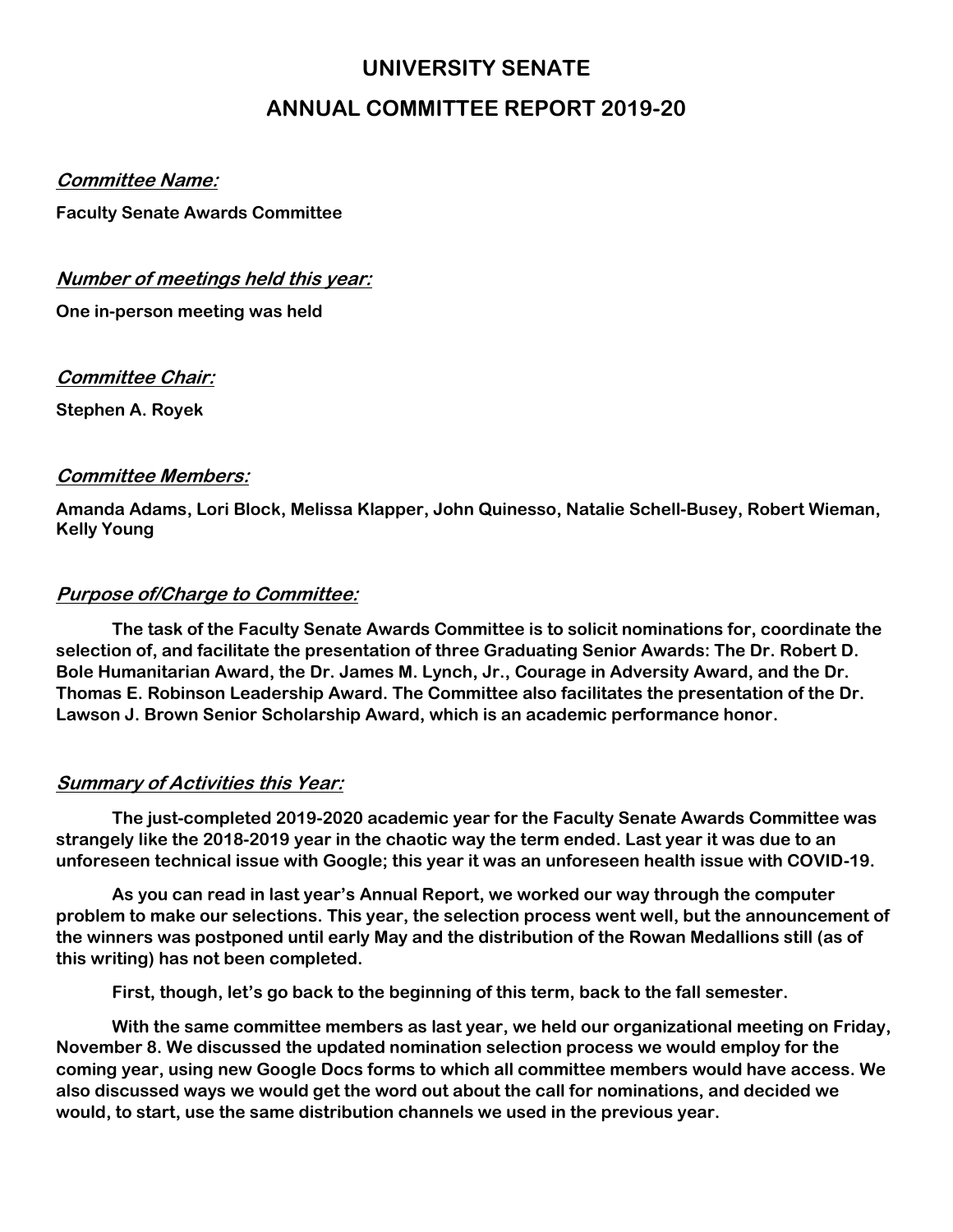# UNIVERSITY SENATE

# ANNUAL COMMITTEE REPORT 2019-20

***Committee Name:***

**Faculty Senate Awards Committee**

***Number of meetings held this year:***

**One in-person meeting was held**

***Committee Chair:***

**Stephen A. Royek**

***Committee Members:***

**Amanda Adams, Lori Block, Melissa Klapper, John Quinesso, Natalie Schell-Busey, Robert Wieman, Kelly Young**

***Purpose of/Charge to Committee:***

**The task of the Faculty Senate Awards Committee is to solicit nominations for, coordinate the selection of, and facilitate the presentation of three Graduating Senior Awards: The Dr. Robert D. Bole Humanitarian Award, the Dr. James M. Lynch, Jr., Courage in Adversity Award, and the Dr. Thomas E. Robinson Leadership Award. The Committee also facilitates the presentation of the Dr. Lawson J. Brown Senior Scholarship Award, which is an academic performance honor.**

***Summary of Activities this Year:***

**The just-completed 2019-2020 academic year for the Faculty Senate Awards Committee was strangely like the 2018-2019 year in the chaotic way the term ended. Last year it was due to an unforeseen technical issue with Google; this year it was an unforeseen health issue with COVID-19.**

**As you can read in last year's Annual Report, we worked our way through the computer problem to make our selections. This year, the selection process went well, but the announcement of the winners was postponed until early May and the distribution of the Rowan Medallions still (as of this writing) has not been completed.**

**First, though, let's go back to the beginning of this term, back to the fall semester.**

**With the same committee members as last year, we held our organizational meeting on Friday, November 8. We discussed the updated nomination selection process we would employ for the coming year, using new Google Docs forms to which all committee members would have access. We also discussed ways we would get the word out about the call for nominations, and decided we would, to start, use the same distribution channels we used in the previous year.**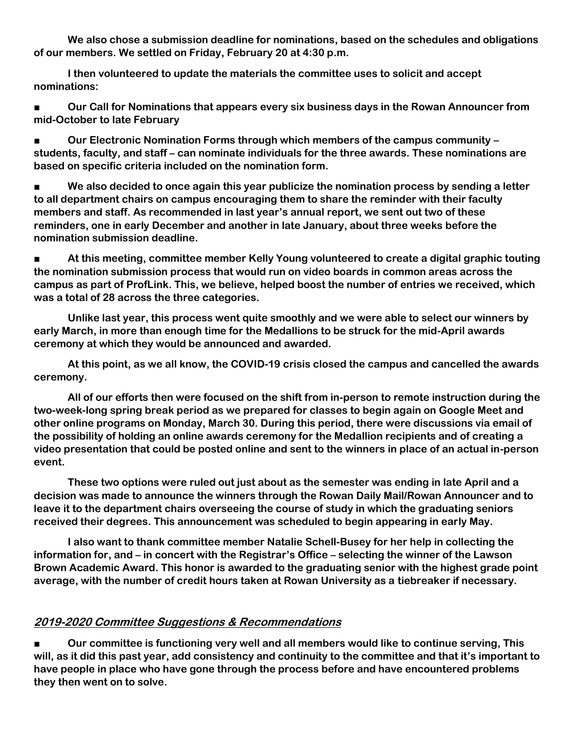**We also chose a submission deadline for nominations, based on the schedules and obligations of our members. We settled on Friday, February 20 at 4:30 p.m.**

**I then volunteered to update the materials the committee uses to solicit and accept nominations:**

- **Our Call for Nominations that appears every six business days in the Rowan Announcer from mid-October to late February**

- **Our Electronic Nomination Forms through which members of the campus community – students, faculty, and staff – can nominate individuals for the three awards. These nominations are based on specific criteria included on the nomination form.**

- **We also decided to once again this year publicize the nomination process by sending a letter to all department chairs on campus encouraging them to share the reminder with their faculty members and staff. As recommended in last year's annual report, we sent out two of these reminders, one in early December and another in late January, about three weeks before the nomination submission deadline.**

- **At this meeting, committee member Kelly Young volunteered to create a digital graphic touting the nomination submission process that would run on video boards in common areas across the campus as part of ProfLink. This, we believe, helped boost the number of entries we received, which was a total of 28 across the three categories.**

**Unlike last year, this process went quite smoothly and we were able to select our winners by early March, in more than enough time for the Medallions to be struck for the mid-April awards ceremony at which they would be announced and awarded.**

**At this point, as we all know, the COVID-19 crisis closed the campus and cancelled the awards ceremony.**

**All of our efforts then were focused on the shift from in-person to remote instruction during the two-week-long spring break period as we prepared for classes to begin again on Google Meet and other online programs on Monday, March 30. During this period, there were discussions via email of the possibility of holding an online awards ceremony for the Medallion recipients and of creating a video presentation that could be posted online and sent to the winners in place of an actual in-person event.**

**These two options were ruled out just about as the semester was ending in late April and a decision was made to announce the winners through the Rowan Daily Mail/Rowan Announcer and to leave it to the department chairs overseeing the course of study in which the graduating seniors received their degrees. This announcement was scheduled to begin appearing in early May.**

**I also want to thank committee member Natalie Schell-Busey for her help in collecting the information for, and – in concert with the Registrar's Office – selecting the winner of the Lawson Brown Academic Award. This honor is awarded to the graduating senior with the highest grade point average, with the number of credit hours taken at Rowan University as a tiebreaker if necessary.**

## ***2019-2020 Committee Suggestions & Recommendations***

- **Our committee is functioning very well and all members would like to continue serving, This will, as it did this past year, add consistency and continuity to the committee and that it's important to have people in place who have gone through the process before and have encountered problems they then went on to solve.**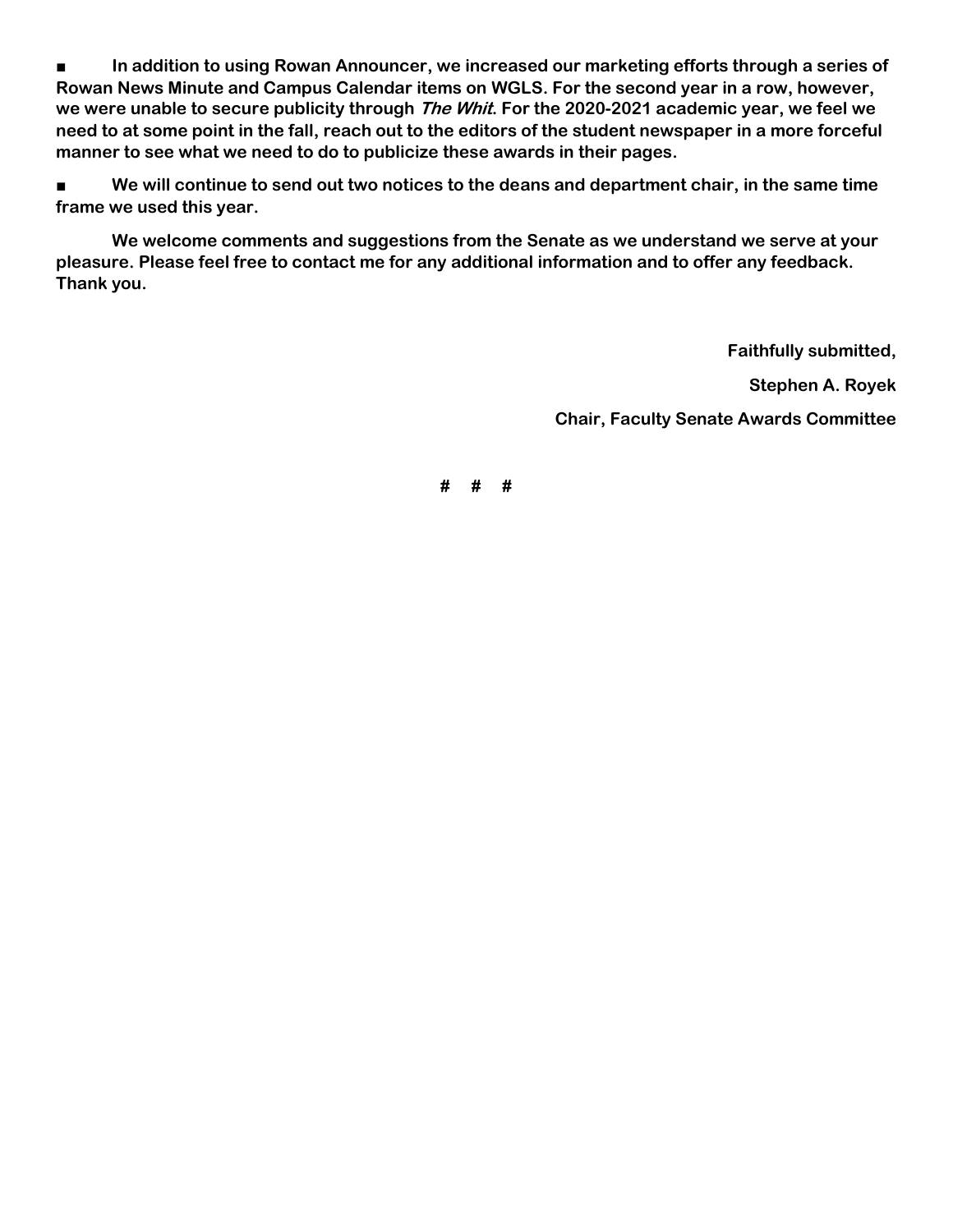- **In addition to using Rowan Announcer, we increased our marketing efforts through a series of Rowan News Minute and Campus Calendar items on WGLS. For the second year in a row, however, we were unable to secure publicity through *The Whit*. For the 2020-2021 academic year, we feel we need to at some point in the fall, reach out to the editors of the student newspaper in a more forceful manner to see what we need to do to publicize these awards in their pages.**

- **We will continue to send out two notices to the deans and department chair, in the same time frame we used this year.**

**We welcome comments and suggestions from the Senate as we understand we serve at your pleasure. Please feel free to contact me for any additional information and to offer any feedback. Thank you.**

**Faithfully submitted,**

**Stephen A. Royek**

**Chair, Faculty Senate Awards Committee**

**# # #**